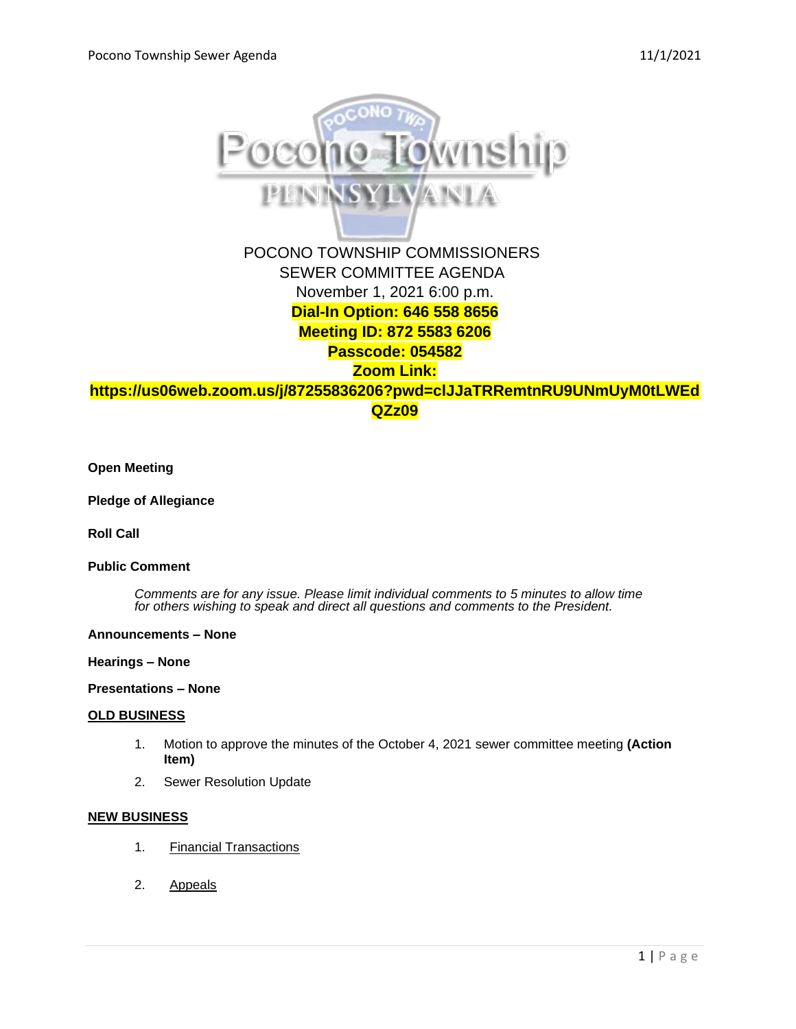POCONO TOWNSHIP COMMISSIONERS
SEWER COMMITTEE AGENDA
November 1, 2021 6:00 p.m.

**Dial-In Option: 646 558 8656**
**Meeting ID: 872 5583 6206**
**Passcode: 054582**
**Zoom Link:**
**https://us06web.zoom.us/j/87255836206?pwd=clJJaTRRemtnRU9UNmUyM0tLWEdQZz09**

**Open Meeting**

**Pledge of Allegiance**

**Roll Call**

**Public Comment**

> *Comments are for any issue. Please limit individual comments to 5 minutes to allow time for others wishing to speak and direct all questions and comments to the President.*

**Announcements – None**

**Hearings – None**

**Presentations – None**

**OLD BUSINESS**

1. Motion to approve the minutes of the October 4, 2021 sewer committee meeting **(Action Item)**
2. Sewer Resolution Update

**NEW BUSINESS**

1. Financial Transactions
2. Appeals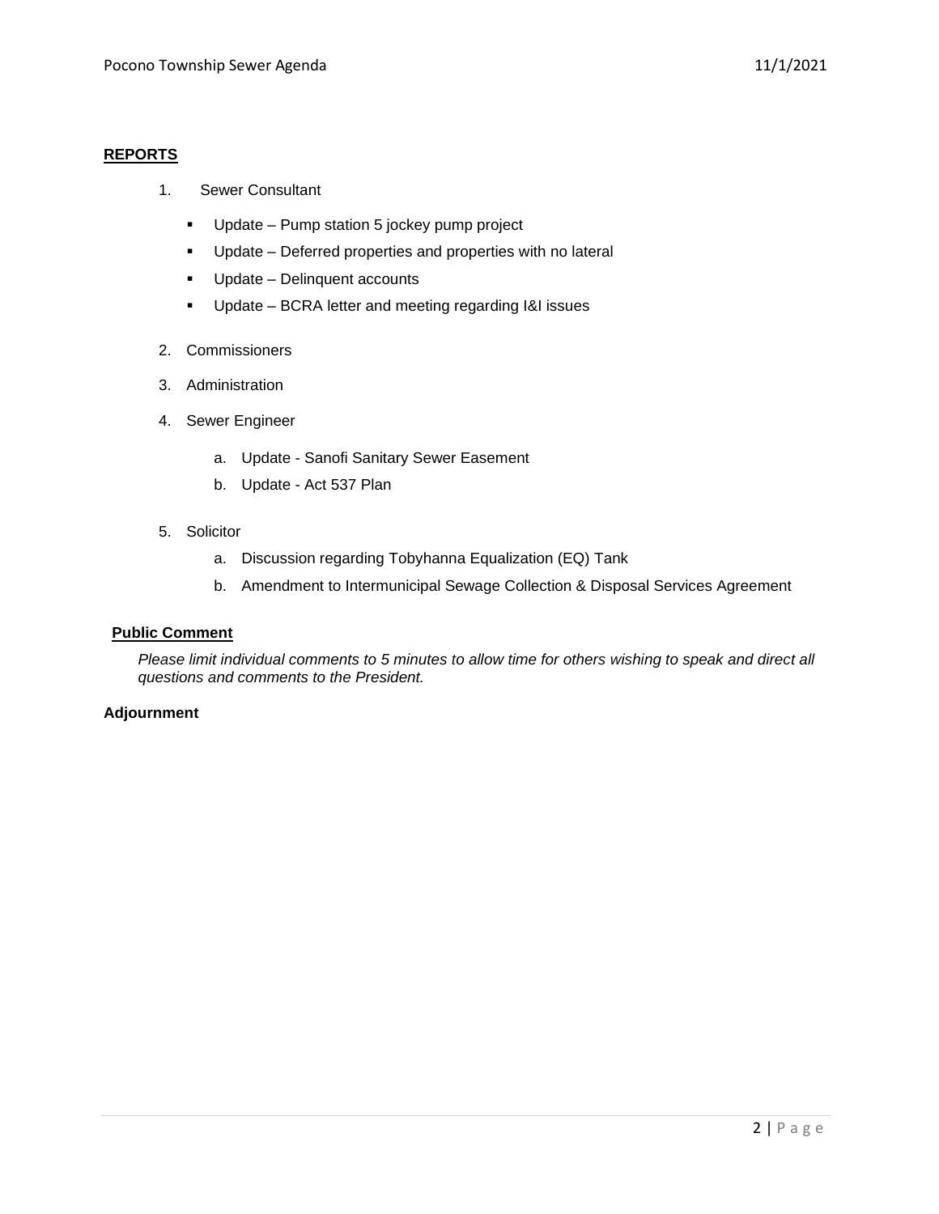## REPORTS

1. Sewer Consultant
   - Update – Pump station 5 jockey pump project
   - Update – Deferred properties and properties with no lateral
   - Update – Delinquent accounts
   - Update – BCRA letter and meeting regarding I&I issues

2. Commissioners

3. Administration

4. Sewer Engineer
   a. Update - Sanofi Sanitary Sewer Easement
   b. Update - Act 537 Plan

5. Solicitor
   a. Discussion regarding Tobyhanna Equalization (EQ) Tank
   b. Amendment to Intermunicipal Sewage Collection & Disposal Services Agreement

## Public Comment

*Please limit individual comments to 5 minutes to allow time for others wishing to speak and direct all questions and comments to the President.*

**Adjournment**